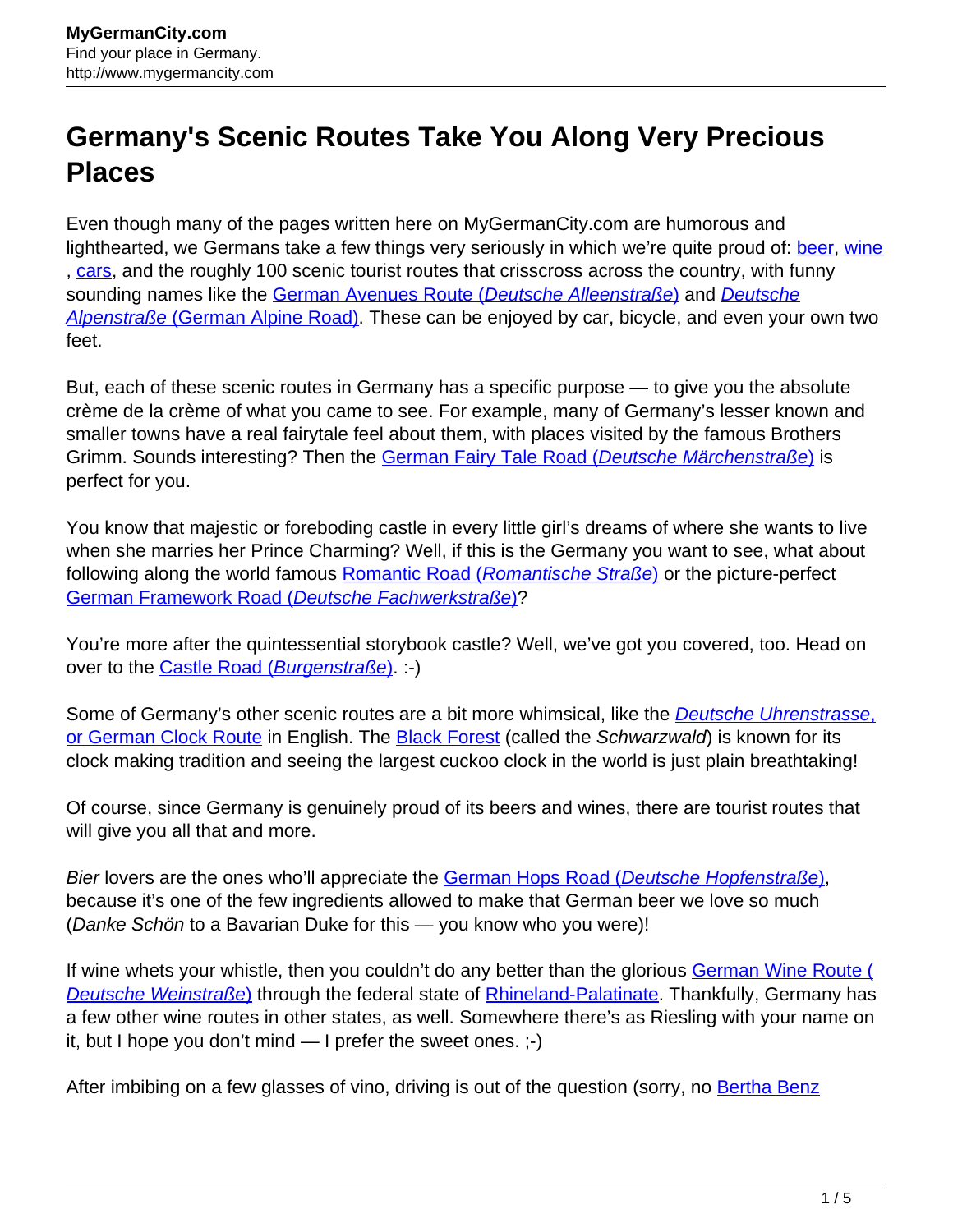# Germany's Scenic Routes Take You Along Very Precious Places

Even though many of the pages written here on MyGermanCity.com are humorous and lighthearted, we Germans take a few things very seriously in which we're quite proud of: beer, wine, cars, and the roughly 100 scenic tourist routes that crisscross across the country, with funny sounding names like the German Avenues Route (*Deutsche Alleenstraße*) and *Deutsche Alpenstraße* (German Alpine Road). These can be enjoyed by car, bicycle, and even your own two feet.

But, each of these scenic routes in Germany has a specific purpose — to give you the absolute crème de la crème of what you came to see. For example, many of Germany's lesser known and smaller towns have a real fairytale feel about them, with places visited by the famous Brothers Grimm. Sounds interesting? Then the German Fairy Tale Road (*Deutsche Märchenstraße*) is perfect for you.

You know that majestic or foreboding castle in every little girl's dreams of where she wants to live when she marries her Prince Charming? Well, if this is the Germany you want to see, what about following along the world famous Romantic Road (*Romantische Straße*) or the picture-perfect German Framework Road (*Deutsche Fachwerkstraße*)?

You're more after the quintessential storybook castle? Well, we've got you covered, too. Head on over to the Castle Road (*Burgenstraße*). :-)

Some of Germany's other scenic routes are a bit more whimsical, like the *Deutsche Uhrenstrasse*, or German Clock Route in English. The Black Forest (called the *Schwarzwald*) is known for its clock making tradition and seeing the largest cuckoo clock in the world is just plain breathtaking!

Of course, since Germany is genuinely proud of its beers and wines, there are tourist routes that will give you all that and more.

*Bier* lovers are the ones who'll appreciate the German Hops Road (*Deutsche Hopfenstraße*), because it's one of the few ingredients allowed to make that German beer we love so much (*Danke Schön* to a Bavarian Duke for this — you know who you were)!

If wine whets your whistle, then you couldn't do any better than the glorious German Wine Route (*Deutsche Weinstraße*) through the federal state of Rhineland-Palatinate. Thankfully, Germany has a few other wine routes in other states, as well. Somewhere there's as Riesling with your name on it, but I hope you don't mind — I prefer the sweet ones. ;-)

After imbibing on a few glasses of vino, driving is out of the question (sorry, no Bertha Benz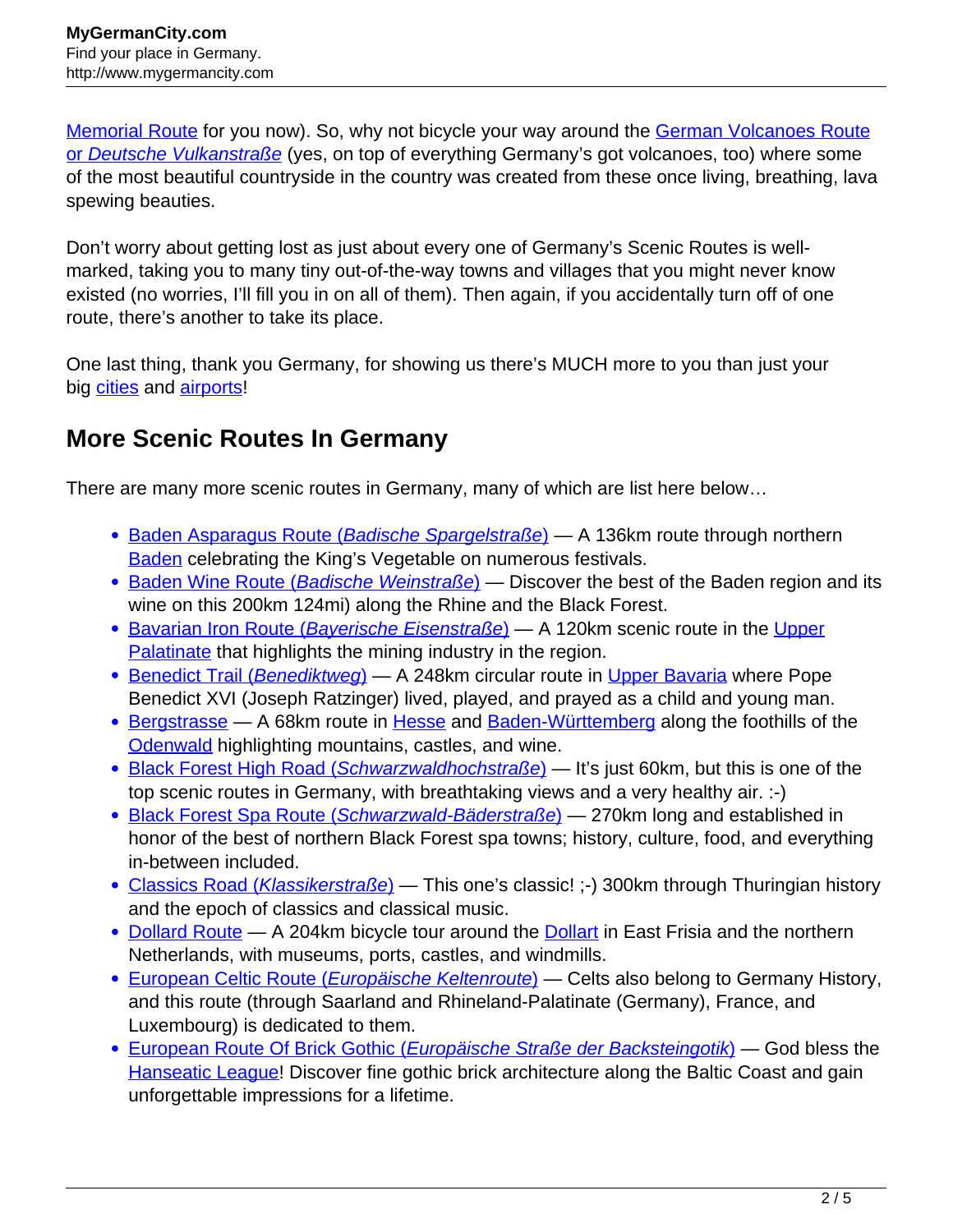Memorial Route for you now). So, why not bicycle your way around the German Volcanoes Route or *Deutsche Vulkanstraße* (yes, on top of everything Germany's got volcanoes, too) where some of the most beautiful countryside in the country was created from these once living, breathing, lava spewing beauties.

Don't worry about getting lost as just about every one of Germany's Scenic Routes is well-marked, taking you to many tiny out-of-the-way towns and villages that you might never know existed (no worries, I'll fill you in on all of them). Then again, if you accidentally turn off of one route, there's another to take its place.

One last thing, thank you Germany, for showing us there's MUCH more to you than just your big cities and airports!

## More Scenic Routes In Germany

There are many more scenic routes in Germany, many of which are list here below…

- Baden Asparagus Route (*Badische Spargelstraße*) — A 136km route through northern Baden celebrating the King's Vegetable on numerous festivals.
- Baden Wine Route (*Badische Weinstraße*) — Discover the best of the Baden region and its wine on this 200km 124mi) along the Rhine and the Black Forest.
- Bavarian Iron Route (*Bayerische Eisenstraße*) — A 120km scenic route in the Upper Palatinate that highlights the mining industry in the region.
- Benedict Trail (*Benediktweg*) — A 248km circular route in Upper Bavaria where Pope Benedict XVI (Joseph Ratzinger) lived, played, and prayed as a child and young man.
- Bergstrasse — A 68km route in Hesse and Baden-Württemberg along the foothills of the Odenwald highlighting mountains, castles, and wine.
- Black Forest High Road (*Schwarzwaldhochstraße*) — It's just 60km, but this is one of the top scenic routes in Germany, with breathtaking views and a very healthy air. :-)
- Black Forest Spa Route (*Schwarzwald-Bäderstraße*) — 270km long and established in honor of the best of northern Black Forest spa towns; history, culture, food, and everything in-between included.
- Classics Road (*Klassikerstraße*) — This one's classic! ;-) 300km through Thuringian history and the epoch of classics and classical music.
- Dollard Route — A 204km bicycle tour around the Dollart in East Frisia and the northern Netherlands, with museums, ports, castles, and windmills.
- European Celtic Route (*Europäische Keltenroute*) — Celts also belong to Germany History, and this route (through Saarland and Rhineland-Palatinate (Germany), France, and Luxembourg) is dedicated to them.
- European Route Of Brick Gothic (*Europäische Straße der Backsteingotik*) — God bless the Hanseatic League! Discover fine gothic brick architecture along the Baltic Coast and gain unforgettable impressions for a lifetime.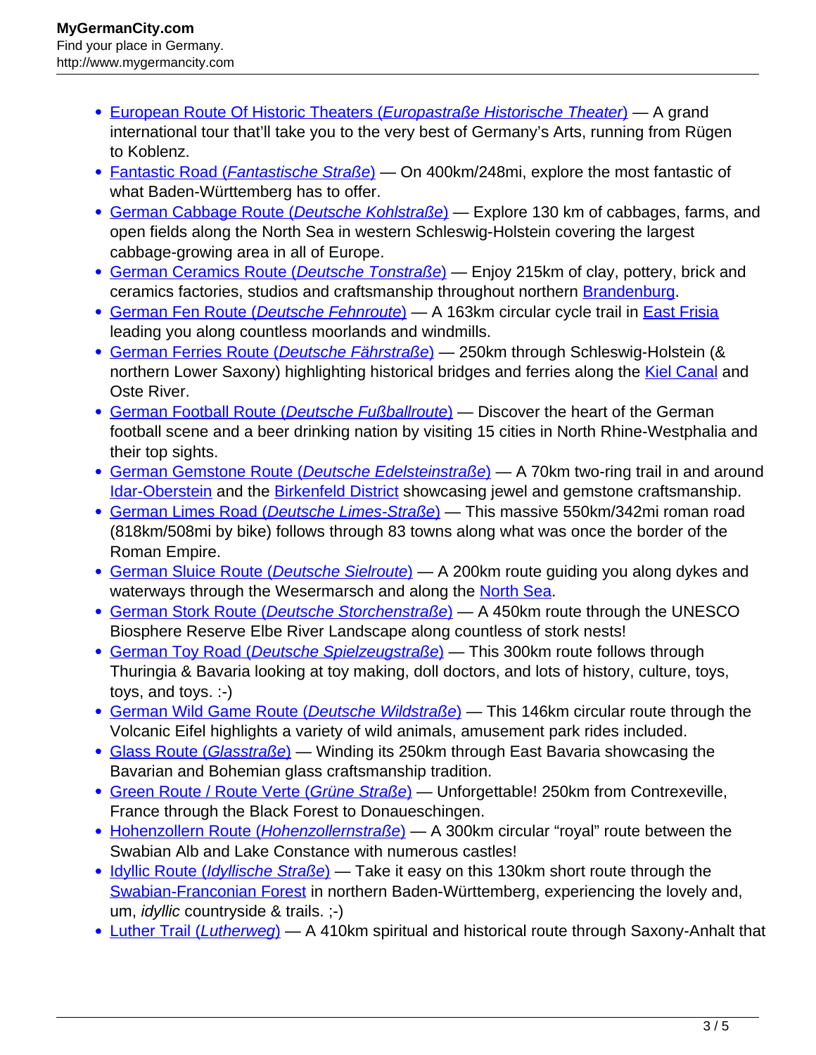- [European Route Of Historic Theaters (*Europastraße Historische Theater*)]() — A grand international tour that'll take you to the very best of Germany's Arts, running from Rügen to Koblenz.
- [Fantastic Road (*Fantastische Straße*)]() — On 400km/248mi, explore the most fantastic of what Baden-Württemberg has to offer.
- [German Cabbage Route (*Deutsche Kohlstraße*)]() — Explore 130 km of cabbages, farms, and open fields along the North Sea in western Schleswig-Holstein covering the largest cabbage-growing area in all of Europe.
- [German Ceramics Route (*Deutsche Tonstraße*)]() — Enjoy 215km of clay, pottery, brick and ceramics factories, studios and craftsmanship throughout northern [Brandenburg]().
- [German Fen Route (*Deutsche Fehnroute*)]() — A 163km circular cycle trail in [East Frisia]() leading you along countless moorlands and windmills.
- [German Ferries Route (*Deutsche Fährstraße*)]() — 250km through Schleswig-Holstein (& northern Lower Saxony) highlighting historical bridges and ferries along the [Kiel Canal]() and Oste River.
- [German Football Route (*Deutsche Fußballroute*)]() — Discover the heart of the German football scene and a beer drinking nation by visiting 15 cities in North Rhine-Westphalia and their top sights.
- [German Gemstone Route (*Deutsche Edelsteinstraße*)]() — A 70km two-ring trail in and around [Idar-Oberstein]() and the [Birkenfeld District]() showcasing jewel and gemstone craftsmanship.
- [German Limes Road (*Deutsche Limes-Straße*)]() — This massive 550km/342mi roman road (818km/508mi by bike) follows through 83 towns along what was once the border of the Roman Empire.
- [German Sluice Route (*Deutsche Sielroute*)]() — A 200km route guiding you along dykes and waterways through the Wesermarsch and along the [North Sea]().
- [German Stork Route (*Deutsche Storchenstraße*)]() — A 450km route through the UNESCO Biosphere Reserve Elbe River Landscape along countless of stork nests!
- [German Toy Road (*Deutsche Spielzeugstraße*)]() — This 300km route follows through Thuringia & Bavaria looking at toy making, doll doctors, and lots of history, culture, toys, toys, and toys. :-)
- [German Wild Game Route (*Deutsche Wildstraße*)]() — This 146km circular route through the Volcanic Eifel highlights a variety of wild animals, amusement park rides included.
- [Glass Route (*Glasstraße*)]() — Winding its 250km through East Bavaria showcasing the Bavarian and Bohemian glass craftsmanship tradition.
- [Green Route / Route Verte (*Grüne Straße*)]() — Unforgettable! 250km from Contrexeville, France through the Black Forest to Donaueschingen.
- [Hohenzollern Route (*Hohenzollernstraße*)]() — A 300km circular "royal" route between the Swabian Alb and Lake Constance with numerous castles!
- [Idyllic Route (*Idyllische Straße*)]() — Take it easy on this 130km short route through the [Swabian-Franconian Forest]() in northern Baden-Württemberg, experiencing the lovely and, um, *idyllic* countryside & trails. ;-)
- [Luther Trail (*Lutherweg*)]() — A 410km spiritual and historical route through Saxony-Anhalt that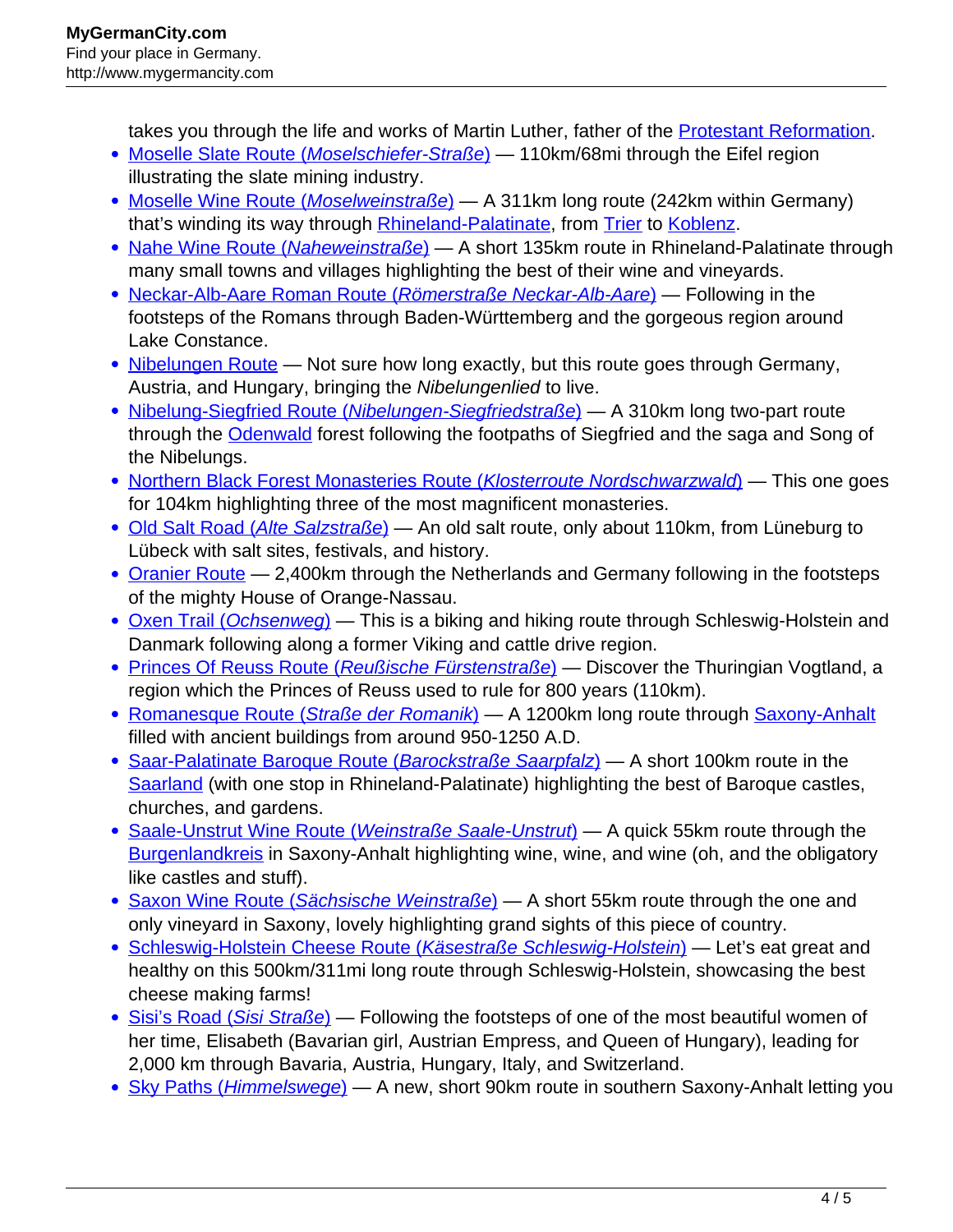takes you through the life and works of Martin Luther, father of the Protestant Reformation.

- Moselle Slate Route (*Moselschiefer-Straße*) — 110km/68mi through the Eifel region illustrating the slate mining industry.
- Moselle Wine Route (*Moselweinstraße*) — A 311km long route (242km within Germany) that's winding its way through Rhineland-Palatinate, from Trier to Koblenz.
- Nahe Wine Route (*Naheweinstraße*) — A short 135km route in Rhineland-Palatinate through many small towns and villages highlighting the best of their wine and vineyards.
- Neckar-Alb-Aare Roman Route (*Römerstraße Neckar-Alb-Aare*) — Following in the footsteps of the Romans through Baden-Württemberg and the gorgeous region around Lake Constance.
- Nibelungen Route — Not sure how long exactly, but this route goes through Germany, Austria, and Hungary, bringing the *Nibelungenlied* to live.
- Nibelung-Siegfried Route (*Nibelungen-Siegfriedstraße*) — A 310km long two-part route through the Odenwald forest following the footpaths of Siegfried and the saga and Song of the Nibelungs.
- Northern Black Forest Monasteries Route (*Klosterroute Nordschwarzwald*) — This one goes for 104km highlighting three of the most magnificent monasteries.
- Old Salt Road (*Alte Salzstraße*) — An old salt route, only about 110km, from Lüneburg to Lübeck with salt sites, festivals, and history.
- Oranier Route — 2,400km through the Netherlands and Germany following in the footsteps of the mighty House of Orange-Nassau.
- Oxen Trail (*Ochsenweg*) — This is a biking and hiking route through Schleswig-Holstein and Danmark following along a former Viking and cattle drive region.
- Princes Of Reuss Route (*Reußische Fürstenstraße*) — Discover the Thuringian Vogtland, a region which the Princes of Reuss used to rule for 800 years (110km).
- Romanesque Route (*Straße der Romanik*) — A 1200km long route through Saxony-Anhalt filled with ancient buildings from around 950-1250 A.D.
- Saar-Palatinate Baroque Route (*Barockstraße Saarpfalz*) — A short 100km route in the Saarland (with one stop in Rhineland-Palatinate) highlighting the best of Baroque castles, churches, and gardens.
- Saale-Unstrut Wine Route (*Weinstraße Saale-Unstrut*) — A quick 55km route through the Burgenlandkreis in Saxony-Anhalt highlighting wine, wine, and wine (oh, and the obligatory like castles and stuff).
- Saxon Wine Route (*Sächsische Weinstraße*) — A short 55km route through the one and only vineyard in Saxony, lovely highlighting grand sights of this piece of country.
- Schleswig-Holstein Cheese Route (*Käsestraße Schleswig-Holstein*) — Let's eat great and healthy on this 500km/311mi long route through Schleswig-Holstein, showcasing the best cheese making farms!
- Sisi's Road (*Sisi Straße*) — Following the footsteps of one of the most beautiful women of her time, Elisabeth (Bavarian girl, Austrian Empress, and Queen of Hungary), leading for 2,000 km through Bavaria, Austria, Hungary, Italy, and Switzerland.
- Sky Paths (*Himmelswege*) — A new, short 90km route in southern Saxony-Anhalt letting you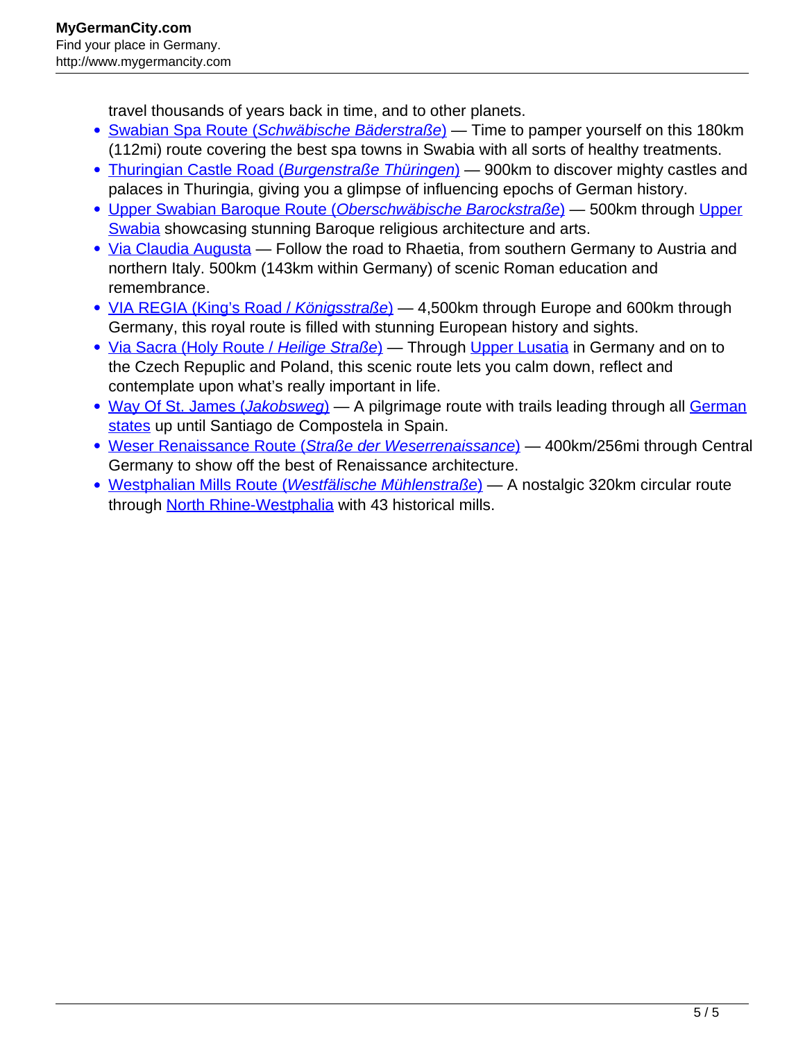travel thousands of years back in time, and to other planets.

- Swabian Spa Route (*Schwäbische Bäderstraße*) — Time to pamper yourself on this 180km (112mi) route covering the best spa towns in Swabia with all sorts of healthy treatments.
- Thuringian Castle Road (*Burgenstraße Thüringen*) — 900km to discover mighty castles and palaces in Thuringia, giving you a glimpse of influencing epochs of German history.
- Upper Swabian Baroque Route (*Oberschwäbische Barockstraße*) — 500km through Upper Swabia showcasing stunning Baroque religious architecture and arts.
- Via Claudia Augusta — Follow the road to Rhaetia, from southern Germany to Austria and northern Italy. 500km (143km within Germany) of scenic Roman education and remembrance.
- VIA REGIA (King's Road / *Königsstraße*) — 4,500km through Europe and 600km through Germany, this royal route is filled with stunning European history and sights.
- Via Sacra (Holy Route / *Heilige Straße*) — Through Upper Lusatia in Germany and on to the Czech Repuplic and Poland, this scenic route lets you calm down, reflect and contemplate upon what's really important in life.
- Way Of St. James (*Jakobsweg*) — A pilgrimage route with trails leading through all German states up until Santiago de Compostela in Spain.
- Weser Renaissance Route (*Straße der Weserrenaissance*) — 400km/256mi through Central Germany to show off the best of Renaissance architecture.
- Westphalian Mills Route (*Westfälische Mühlenstraße*) — A nostalgic 320km circular route through North Rhine-Westphalia with 43 historical mills.